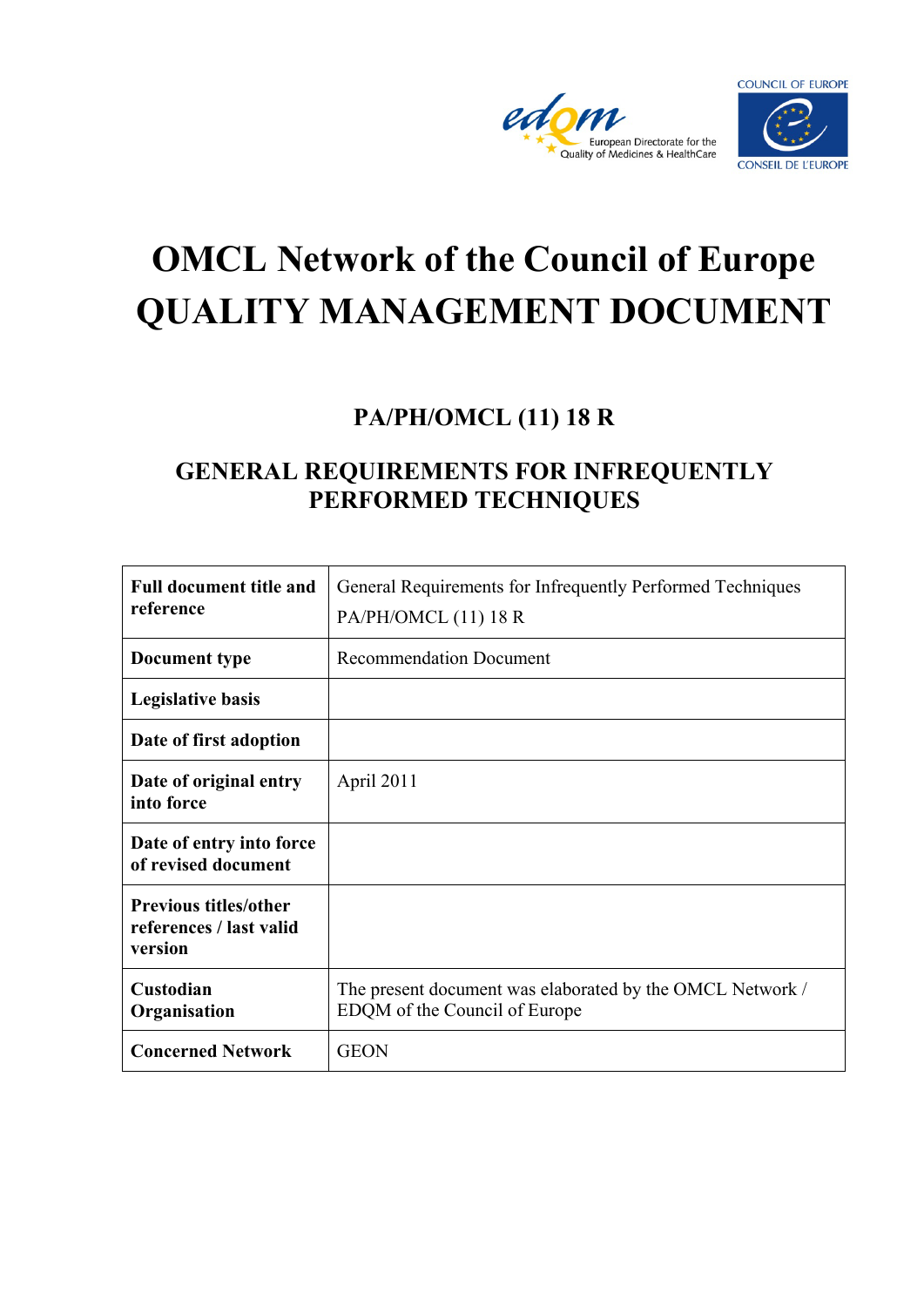European Directorate for the Quality of Medicines & HealthCare

COUNCIL OF EUROPE
CONSEIL DE L'EUROPE

# OMCL Network of the Council of Europe
# QUALITY MANAGEMENT DOCUMENT

## PA/PH/OMCL (11) 18 R

## GENERAL REQUIREMENTS FOR INFREQUENTLY PERFORMED TECHNIQUES

| | |
|---|---|
| **Full document title and reference** | General Requirements for Infrequently Performed Techniques<br>PA/PH/OMCL (11) 18 R |
| **Document type** | Recommendation Document |
| **Legislative basis** | |
| **Date of first adoption** | |
| **Date of original entry into force** | April 2011 |
| **Date of entry into force of revised document** | |
| **Previous titles/other references / last valid version** | |
| **Custodian Organisation** | The present document was elaborated by the OMCL Network / EDQM of the Council of Europe |
| **Concerned Network** | GEON |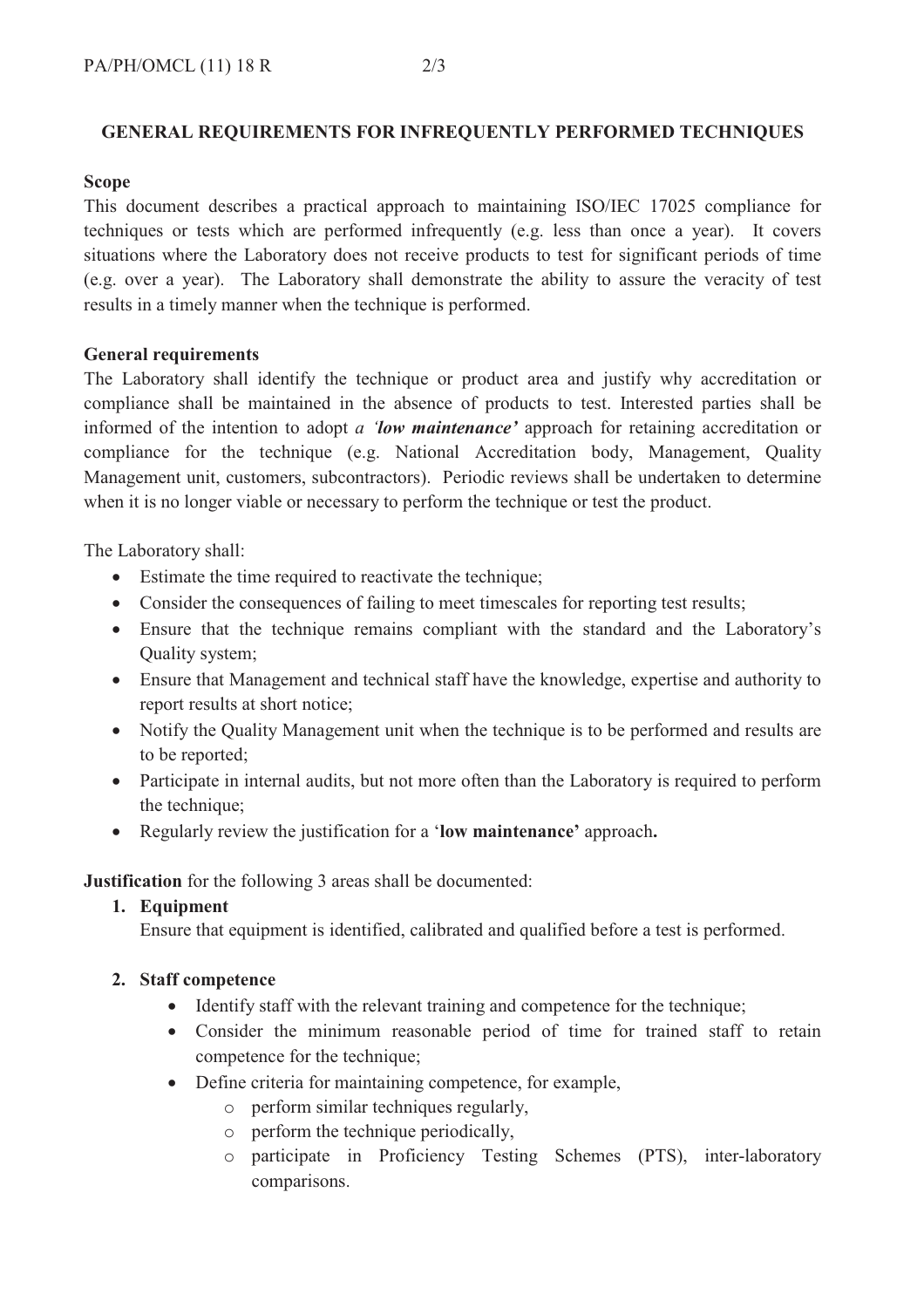## GENERAL REQUIREMENTS FOR INFREQUENTLY PERFORMED TECHNIQUES

**Scope**

This document describes a practical approach to maintaining ISO/IEC 17025 compliance for techniques or tests which are performed infrequently (e.g. less than once a year). It covers situations where the Laboratory does not receive products to test for significant periods of time (e.g. over a year). The Laboratory shall demonstrate the ability to assure the veracity of test results in a timely manner when the technique is performed.

**General requirements**

The Laboratory shall identify the technique or product area and justify why accreditation or compliance shall be maintained in the absence of products to test. Interested parties shall be informed of the intention to adopt *a* ***'low maintenance'*** approach for retaining accreditation or compliance for the technique (e.g. National Accreditation body, Management, Quality Management unit, customers, subcontractors). Periodic reviews shall be undertaken to determine when it is no longer viable or necessary to perform the technique or test the product.

The Laboratory shall:

- Estimate the time required to reactivate the technique;
- Consider the consequences of failing to meet timescales for reporting test results;
- Ensure that the technique remains compliant with the standard and the Laboratory's Quality system;
- Ensure that Management and technical staff have the knowledge, expertise and authority to report results at short notice;
- Notify the Quality Management unit when the technique is to be performed and results are to be reported;
- Participate in internal audits, but not more often than the Laboratory is required to perform the technique;
- Regularly review the justification for a '**low maintenance'** approach**.**

**Justification** for the following 3 areas shall be documented:

1. **Equipment**

   Ensure that equipment is identified, calibrated and qualified before a test is performed.

2. **Staff competence**
   - Identify staff with the relevant training and competence for the technique;
   - Consider the minimum reasonable period of time for trained staff to retain competence for the technique;
   - Define criteria for maintaining competence, for example,
     - perform similar techniques regularly,
     - perform the technique periodically,
     - participate in Proficiency Testing Schemes (PTS), inter-laboratory comparisons.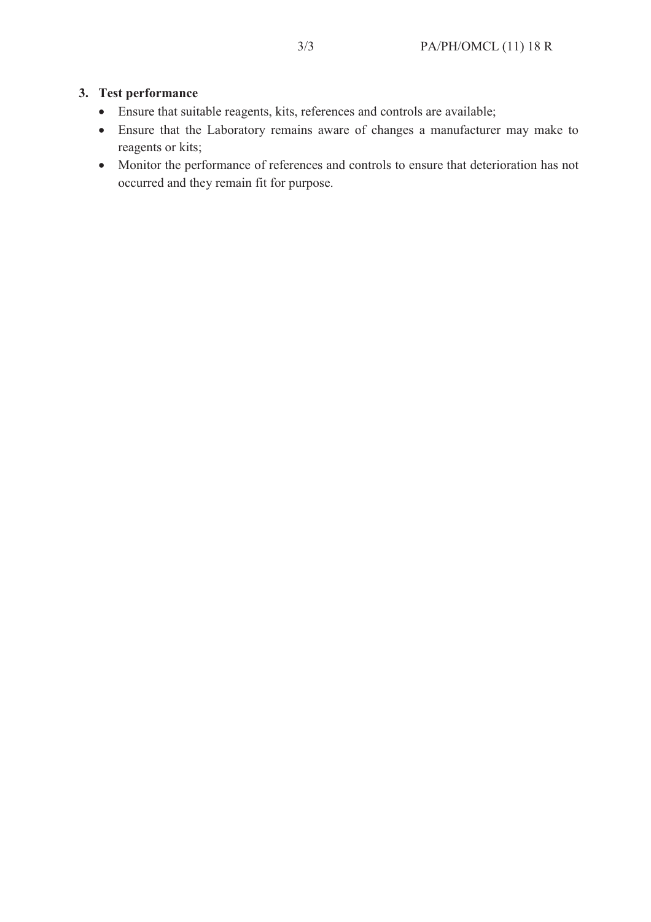## 3. Test performance

- Ensure that suitable reagents, kits, references and controls are available;
- Ensure that the Laboratory remains aware of changes a manufacturer may make to reagents or kits;
- Monitor the performance of references and controls to ensure that deterioration has not occurred and they remain fit for purpose.